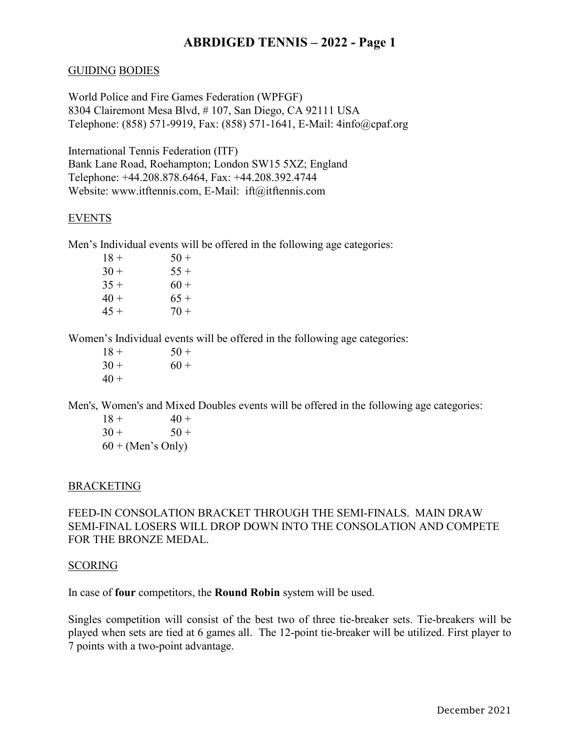# ABRDIGED TENNIS – 2022 - Page 1

## GUIDING BODIES

World Police and Fire Games Federation (WPFGF)
8304 Clairemont Mesa Blvd, # 107, San Diego, CA 92111 USA
Telephone: (858) 571-9919, Fax: (858) 571-1641, E-Mail: 4info@cpaf.org

International Tennis Federation (ITF)
Bank Lane Road, Roehampton; London SW15 5XZ; England
Telephone: +44.208.878.6464, Fax: +44.208.392.4744
Website: www.itftennis.com, E-Mail: ift@itftennis.com

## EVENTS

Men's Individual events will be offered in the following age categories:

| | |
|---|---|
| 18 + | 50 + |
| 30 + | 55 + |
| 35 + | 60 + |
| 40 + | 65 + |
| 45 + | 70 + |

Women's Individual events will be offered in the following age categories:

| | |
|---|---|
| 18 + | 50 + |
| 30 + | 60 + |
| 40 + | |

Men's, Women's and Mixed Doubles events will be offered in the following age categories:

| | |
|---|---|
| 18 + | 40 + |
| 30 + | 50 + |
| 60 + (Men's Only) | |

## BRACKETING

FEED-IN CONSOLATION BRACKET THROUGH THE SEMI-FINALS. MAIN DRAW SEMI-FINAL LOSERS WILL DROP DOWN INTO THE CONSOLATION AND COMPETE FOR THE BRONZE MEDAL.

## SCORING

In case of **four** competitors, the **Round Robin** system will be used.

Singles competition will consist of the best two of three tie-breaker sets. Tie-breakers will be played when sets are tied at 6 games all. The 12-point tie-breaker will be utilized. First player to 7 points with a two-point advantage.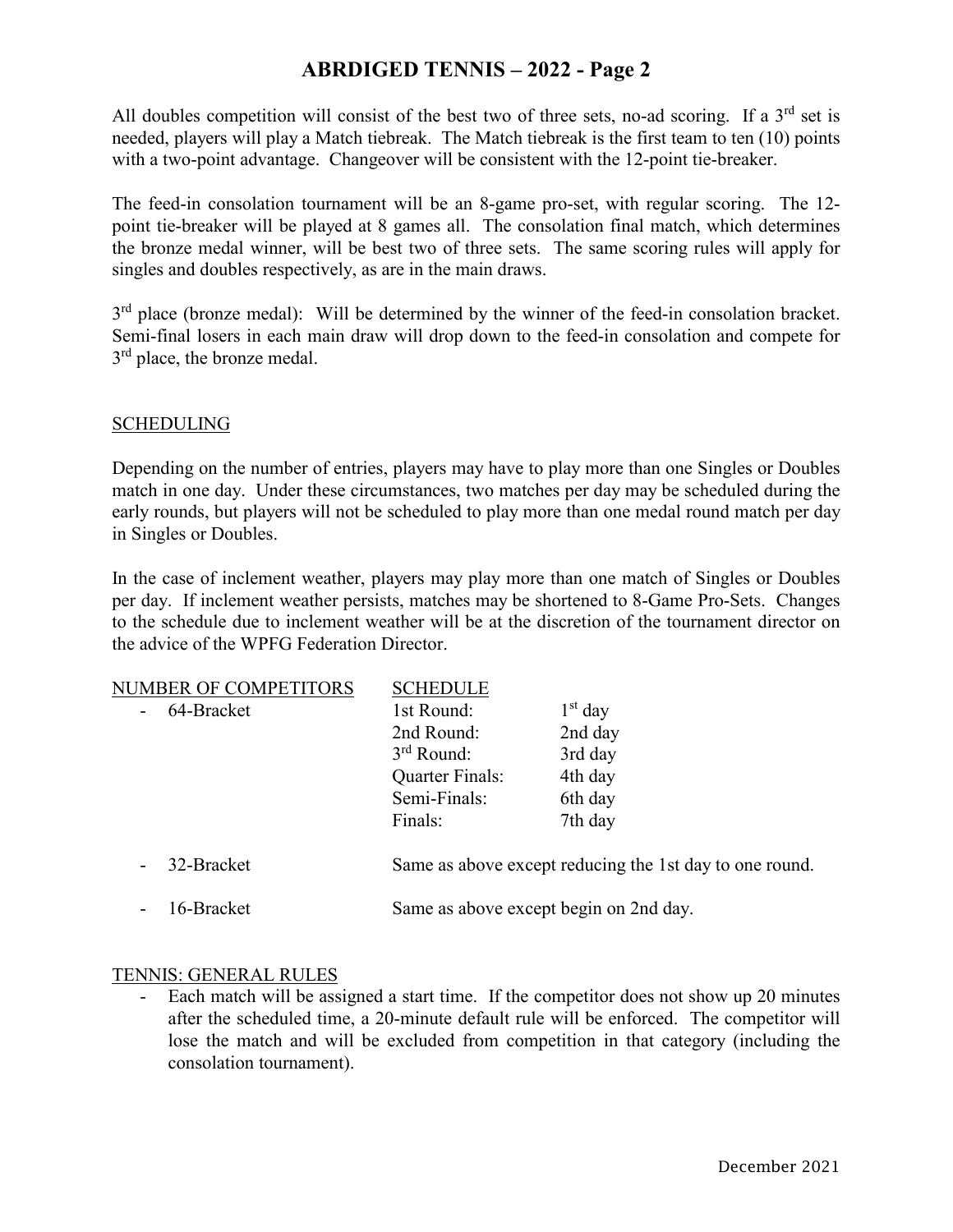All doubles competition will consist of the best two of three sets, no-ad scoring. If a 3rd set is needed, players will play a Match tiebreak. The Match tiebreak is the first team to ten (10) points with a two-point advantage. Changeover will be consistent with the 12-point tie-breaker.

The feed-in consolation tournament will be an 8-game pro-set, with regular scoring. The 12-point tie-breaker will be played at 8 games all. The consolation final match, which determines the bronze medal winner, will be best two of three sets. The same scoring rules will apply for singles and doubles respectively, as are in the main draws.

3rd place (bronze medal): Will be determined by the winner of the feed-in consolation bracket. Semi-final losers in each main draw will drop down to the feed-in consolation and compete for 3rd place, the bronze medal.

## SCHEDULING

Depending on the number of entries, players may have to play more than one Singles or Doubles match in one day. Under these circumstances, two matches per day may be scheduled during the early rounds, but players will not be scheduled to play more than one medal round match per day in Singles or Doubles.

In the case of inclement weather, players may play more than one match of Singles or Doubles per day. If inclement weather persists, matches may be shortened to 8-Game Pro-Sets. Changes to the schedule due to inclement weather will be at the discretion of the tournament director on the advice of the WPFG Federation Director.

| NUMBER OF COMPETITORS | SCHEDULE | |
|---|---|---|
| - 64-Bracket | 1st Round: | 1st day |
| | 2nd Round: | 2nd day |
| | 3rd Round: | 3rd day |
| | Quarter Finals: | 4th day |
| | Semi-Finals: | 6th day |
| | Finals: | 7th day |
| - 32-Bracket | Same as above except reducing the 1st day to one round. | |
| - 16-Bracket | Same as above except begin on 2nd day. | |

## TENNIS: GENERAL RULES

- Each match will be assigned a start time. If the competitor does not show up 20 minutes after the scheduled time, a 20-minute default rule will be enforced. The competitor will lose the match and will be excluded from competition in that category (including the consolation tournament).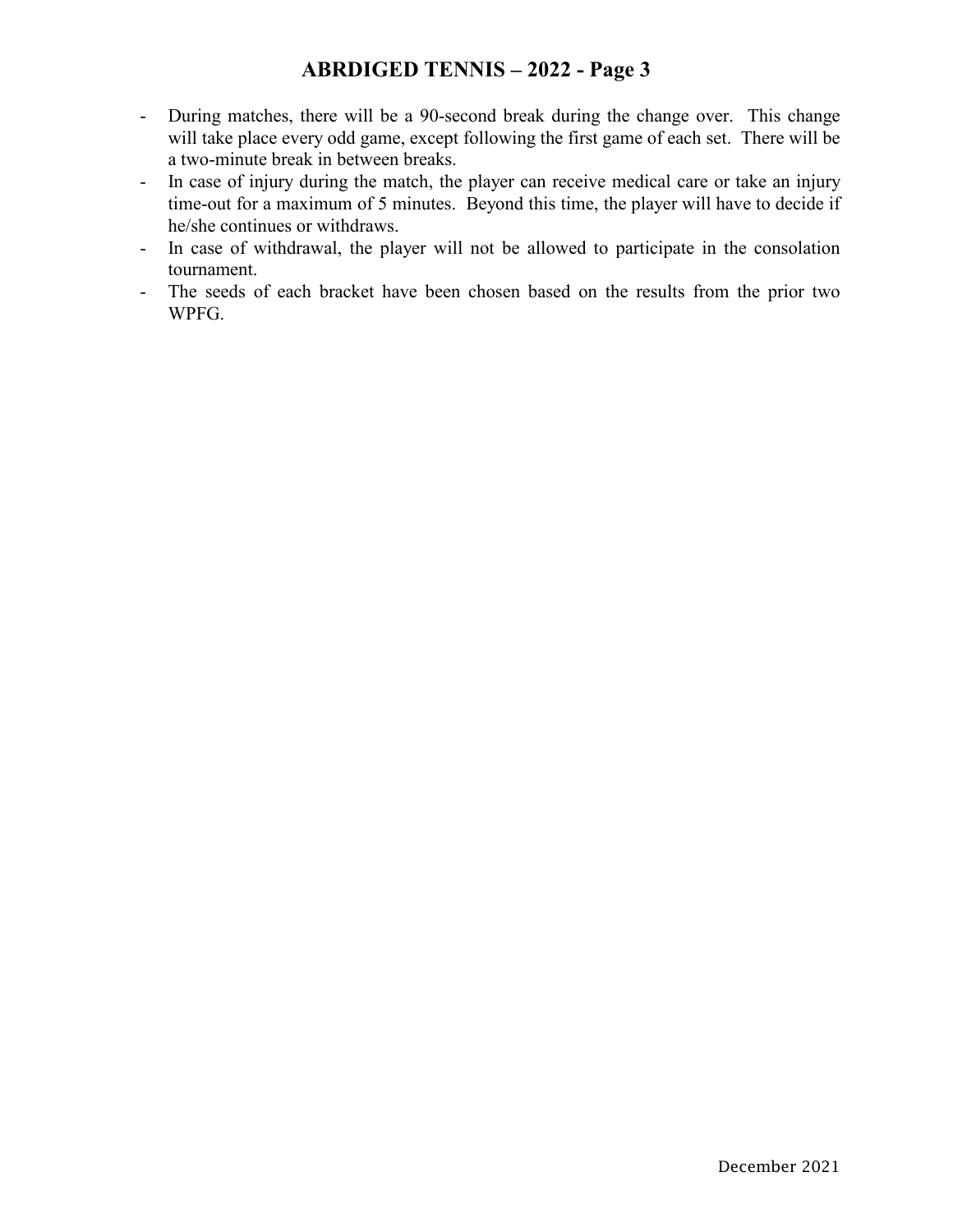- During matches, there will be a 90-second break during the change over. This change will take place every odd game, except following the first game of each set. There will be a two-minute break in between breaks.
- In case of injury during the match, the player can receive medical care or take an injury time-out for a maximum of 5 minutes. Beyond this time, the player will have to decide if he/she continues or withdraws.
- In case of withdrawal, the player will not be allowed to participate in the consolation tournament.
- The seeds of each bracket have been chosen based on the results from the prior two WPFG.